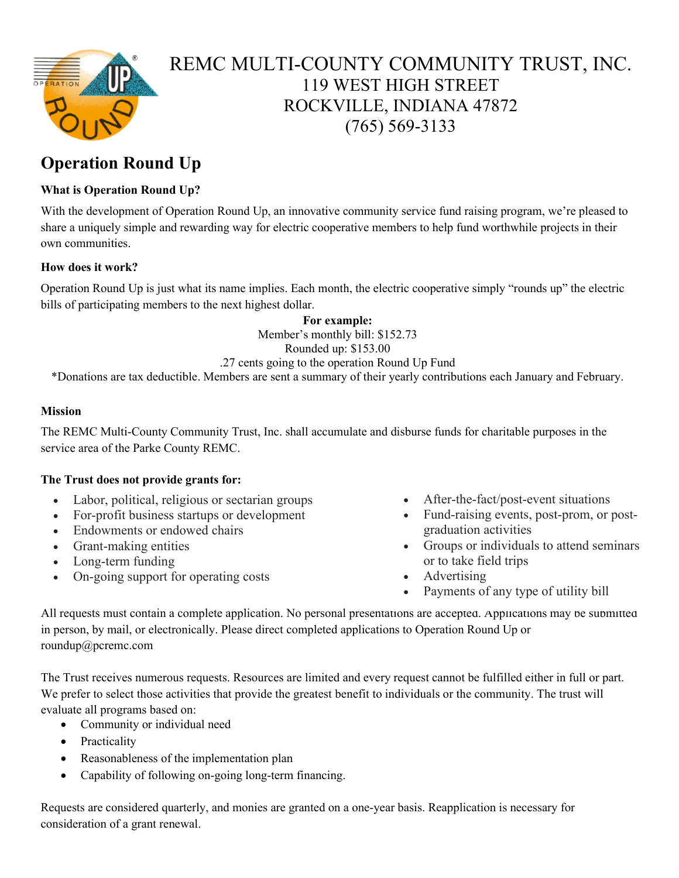# REMC MULTI-COUNTY COMMUNITY TRUST, INC.
119 WEST HIGH STREET
ROCKVILLE, INDIANA 47872
(765) 569-3133

## Operation Round Up

**What is Operation Round Up?**

With the development of Operation Round Up, an innovative community service fund raising program, we're pleased to share a uniquely simple and rewarding way for electric cooperative members to help fund worthwhile projects in their own communities.

**How does it work?**

Operation Round Up is just what its name implies. Each month, the electric cooperative simply "rounds up" the electric bills of participating members to the next highest dollar.

**For example:**
Member's monthly bill: $152.73
Rounded up: $153.00
.27 cents going to the operation Round Up Fund

*Donations are tax deductible. Members are sent a summary of their yearly contributions each January and February.

**Mission**

The REMC Multi-County Community Trust, Inc. shall accumulate and disburse funds for charitable purposes in the service area of the Parke County REMC.

**The Trust does not provide grants for:**

- Labor, political, religious or sectarian groups
- For-profit business startups or development
- Endowments or endowed chairs
- Grant-making entities
- Long-term funding
- On-going support for operating costs
- After-the-fact/post-event situations
- Fund-raising events, post-prom, or post-graduation activities
- Groups or individuals to attend seminars or to take field trips
- Advertising
- Payments of any type of utility bill

All requests must contain a complete application. No personal presentations are accepted. Applications may be submitted in person, by mail, or electronically. Please direct completed applications to Operation Round Up or roundup@pcremc.com

The Trust receives numerous requests. Resources are limited and every request cannot be fulfilled either in full or part. We prefer to select those activities that provide the greatest benefit to individuals or the community. The trust will evaluate all programs based on:

- Community or individual need
- Practicality
- Reasonableness of the implementation plan
- Capability of following on-going long-term financing.

Requests are considered quarterly, and monies are granted on a one-year basis. Reapplication is necessary for consideration of a grant renewal.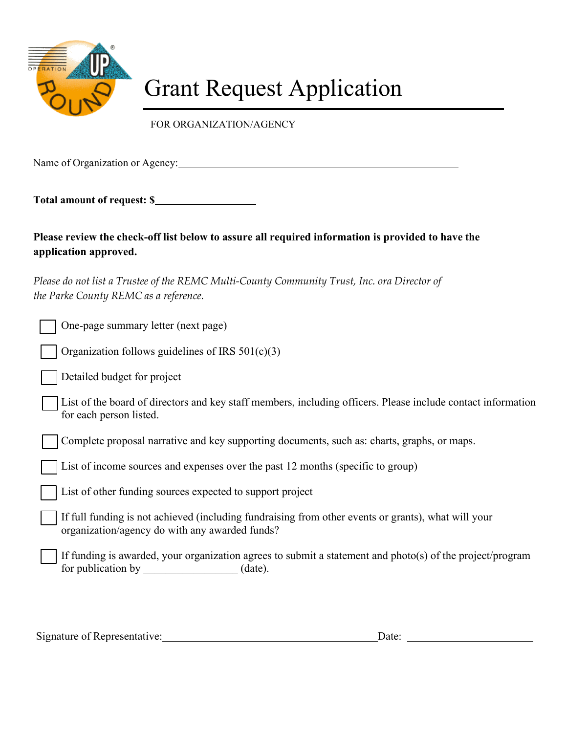# Grant Request Application

FOR ORGANIZATION/AGENCY

Name of Organization or Agency:\_\_\_\_\_\_\_\_\_\_\_\_\_\_\_\_\_\_\_\_\_\_\_\_\_\_\_\_\_\_\_\_\_\_\_\_\_\_\_\_\_\_\_\_\_\_\_\_

**Total amount of request: $\_\_\_\_\_\_\_\_\_\_\_\_\_\_\_\_\_\_**

**Please review the check-off list below to assure all required information is provided to have the application approved.**

*Please do not list a Trustee of the REMC Multi-County Community Trust, Inc. ora Director of the Parke County REMC as a reference.*

- [ ] One-page summary letter (next page)
- [ ] Organization follows guidelines of IRS 501(c)(3)
- [ ] Detailed budget for project
- [ ] List of the board of directors and key staff members, including officers. Please include contact information for each person listed.
- [ ] Complete proposal narrative and key supporting documents, such as: charts, graphs, or maps.
- [ ] List of income sources and expenses over the past 12 months (specific to group)
- [ ] List of other funding sources expected to support project
- [ ] If full funding is not achieved (including fundraising from other events or grants), what will your organization/agency do with any awarded funds?
- [ ] If funding is awarded, your organization agrees to submit a statement and photo(s) of the project/program for publication by \_\_\_\_\_\_\_\_\_\_\_\_\_\_\_\_ (date).

Signature of Representative:\_\_\_\_\_\_\_\_\_\_\_\_\_\_\_\_\_\_\_\_\_\_\_\_\_\_\_\_\_\_\_\_\_\_\_\_\_\_Date: \_\_\_\_\_\_\_\_\_\_\_\_\_\_\_\_\_\_\_\_\_\_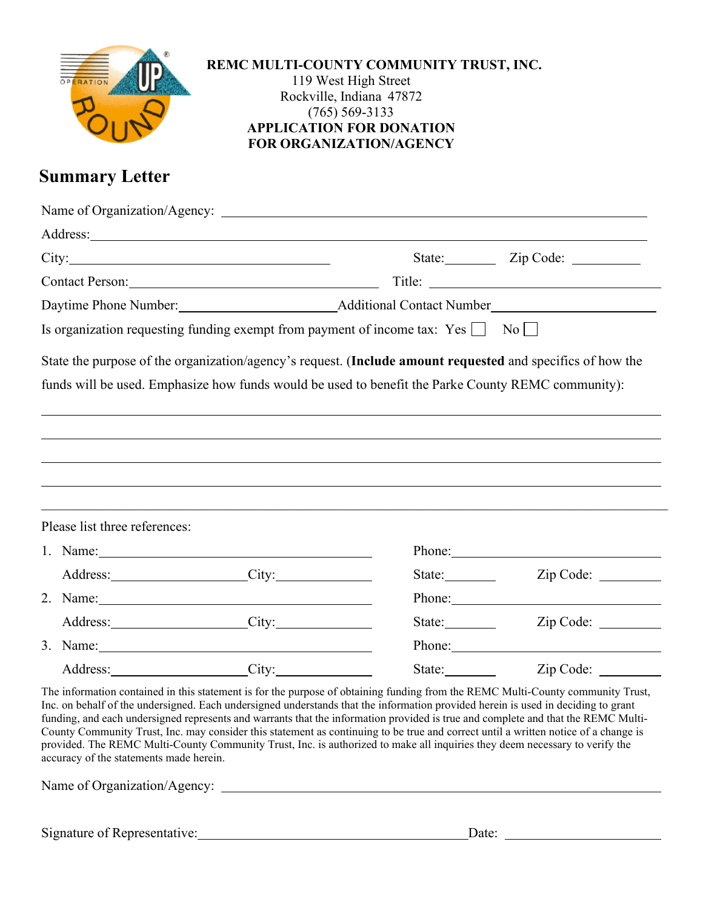**REMC MULTI-COUNTY COMMUNITY TRUST, INC.**
119 West High Street
Rockville, Indiana 47872
(765) 569-3133
**APPLICATION FOR DONATION**
**FOR ORGANIZATION/AGENCY**

## Summary Letter

Name of Organization/Agency: ______________________________________________

Address: ______________________________________________________________

City: ______________________________ State: ________ Zip Code: __________

Contact Person: ____________________________ Title: ______________________

Daytime Phone Number: ____________________ Additional Contact Number ____________________

Is organization requesting funding exempt from payment of income tax: Yes ☐ No ☐

State the purpose of the organization/agency's request. (**Include amount requested** and specifics of how the funds will be used. Emphasize how funds would be used to benefit the Parke County REMC community):

______________________________________________________________________

______________________________________________________________________

______________________________________________________________________

______________________________________________________________________

______________________________________________________________________

Please list three references:

1. Name: ______________________________ Phone: ____________________
   Address: ______________ City: ____________ State: ________ Zip Code: ________
2. Name: ______________________________ Phone: ____________________
   Address: ______________ City: ____________ State: ________ Zip Code: ________
3. Name: ______________________________ Phone: ____________________
   Address: ______________ City: ____________ State: ________ Zip Code: ________

The information contained in this statement is for the purpose of obtaining funding from the REMC Multi-County community Trust, Inc. on behalf of the undersigned. Each undersigned understands that the information provided herein is used in deciding to grant funding, and each undersigned represents and warrants that the information provided is true and complete and that the REMC Multi-County Community Trust, Inc. may consider this statement as continuing to be true and correct until a written notice of a change is provided. The REMC Multi-County Community Trust, Inc. is authorized to make all inquiries they deem necessary to verify the accuracy of the statements made herein.

Name of Organization/Agency: ______________________________________________

Signature of Representative: ______________________________ Date: ____________________